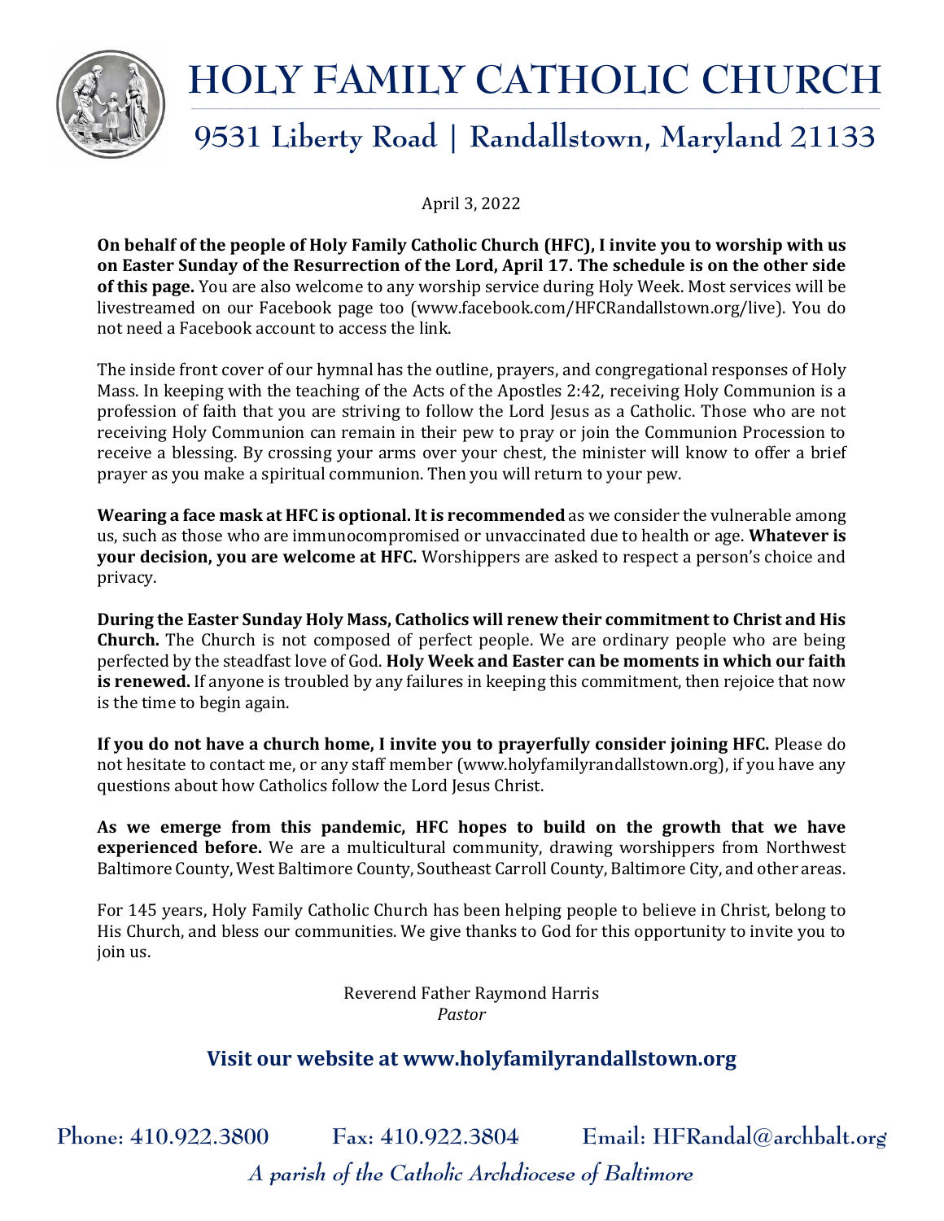# HOLY FAMILY CATHOLIC CHURCH

## 9531 Liberty Road | Randallstown, Maryland 21133

April 3, 2022

**On behalf of the people of Holy Family Catholic Church (HFC), I invite you to worship with us on Easter Sunday of the Resurrection of the Lord, April 17. The schedule is on the other side of this page.** You are also welcome to any worship service during Holy Week. Most services will be livestreamed on our Facebook page too (www.facebook.com/HFCRandallstown.org/live). You do not need a Facebook account to access the link.

The inside front cover of our hymnal has the outline, prayers, and congregational responses of Holy Mass. In keeping with the teaching of the Acts of the Apostles 2:42, receiving Holy Communion is a profession of faith that you are striving to follow the Lord Jesus as a Catholic. Those who are not receiving Holy Communion can remain in their pew to pray or join the Communion Procession to receive a blessing. By crossing your arms over your chest, the minister will know to offer a brief prayer as you make a spiritual communion. Then you will return to your pew.

**Wearing a face mask at HFC is optional. It is recommended** as we consider the vulnerable among us, such as those who are immunocompromised or unvaccinated due to health or age. **Whatever is your decision, you are welcome at HFC.** Worshippers are asked to respect a person's choice and privacy.

**During the Easter Sunday Holy Mass, Catholics will renew their commitment to Christ and His Church.** The Church is not composed of perfect people. We are ordinary people who are being perfected by the steadfast love of God. **Holy Week and Easter can be moments in which our faith is renewed.** If anyone is troubled by any failures in keeping this commitment, then rejoice that now is the time to begin again.

**If you do not have a church home, I invite you to prayerfully consider joining HFC.** Please do not hesitate to contact me, or any staff member (www.holyfamilyrandallstown.org), if you have any questions about how Catholics follow the Lord Jesus Christ.

**As we emerge from this pandemic, HFC hopes to build on the growth that we have experienced before.** We are a multicultural community, drawing worshippers from Northwest Baltimore County, West Baltimore County, Southeast Carroll County, Baltimore City, and other areas.

For 145 years, Holy Family Catholic Church has been helping people to believe in Christ, belong to His Church, and bless our communities. We give thanks to God for this opportunity to invite you to join us.

Reverend Father Raymond Harris
*Pastor*

**Visit our website at www.holyfamilyrandallstown.org**

Phone: 410.922.3800 Fax: 410.922.3804 Email: HFRandal@archbalt.org

*A parish of the Catholic Archdiocese of Baltimore*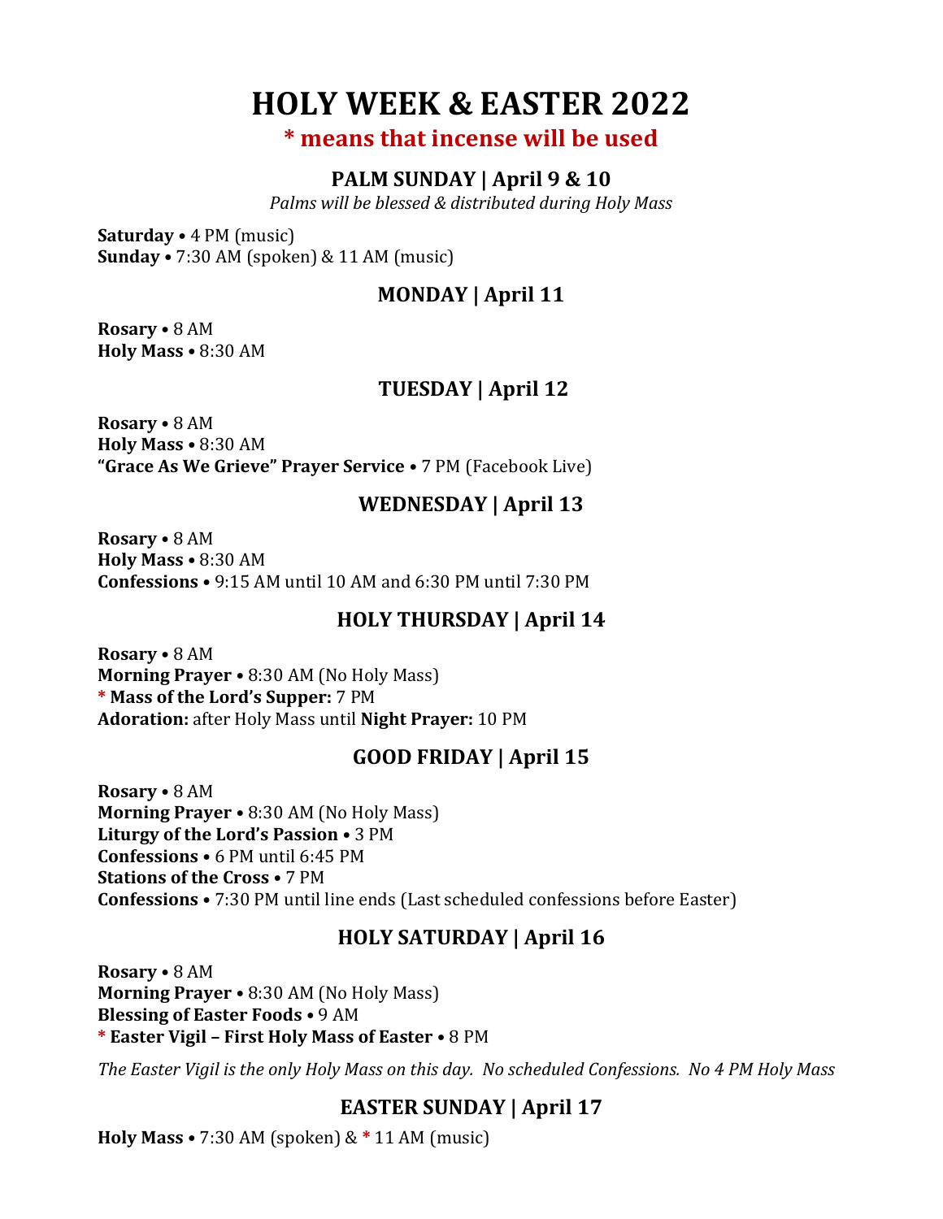# HOLY WEEK & EASTER 2022

## * means that incense will be used

### PALM SUNDAY | April 9 & 10

*Palms will be blessed & distributed during Holy Mass*

**Saturday** • 4 PM (music)
**Sunday** • 7:30 AM (spoken) & 11 AM (music)

### MONDAY | April 11

**Rosary** • 8 AM
**Holy Mass** • 8:30 AM

### TUESDAY | April 12

**Rosary** • 8 AM
**Holy Mass** • 8:30 AM
**"Grace As We Grieve" Prayer Service** • 7 PM (Facebook Live)

### WEDNESDAY | April 13

**Rosary** • 8 AM
**Holy Mass** • 8:30 AM
**Confessions** • 9:15 AM until 10 AM and 6:30 PM until 7:30 PM

### HOLY THURSDAY | April 14

**Rosary** • 8 AM
**Morning Prayer** • 8:30 AM (No Holy Mass)
**\* Mass of the Lord's Supper:** 7 PM
**Adoration:** after Holy Mass until **Night Prayer:** 10 PM

### GOOD FRIDAY | April 15

**Rosary** • 8 AM
**Morning Prayer** • 8:30 AM (No Holy Mass)
**Liturgy of the Lord's Passion** • 3 PM
**Confessions** • 6 PM until 6:45 PM
**Stations of the Cross** • 7 PM
**Confessions** • 7:30 PM until line ends (Last scheduled confessions before Easter)

### HOLY SATURDAY | April 16

**Rosary** • 8 AM
**Morning Prayer** • 8:30 AM (No Holy Mass)
**Blessing of Easter Foods** • 9 AM
**\* Easter Vigil – First Holy Mass of Easter** • 8 PM

*The Easter Vigil is the only Holy Mass on this day. No scheduled Confessions. No 4 PM Holy Mass*

### EASTER SUNDAY | April 17

**Holy Mass** • 7:30 AM (spoken) & * 11 AM (music)